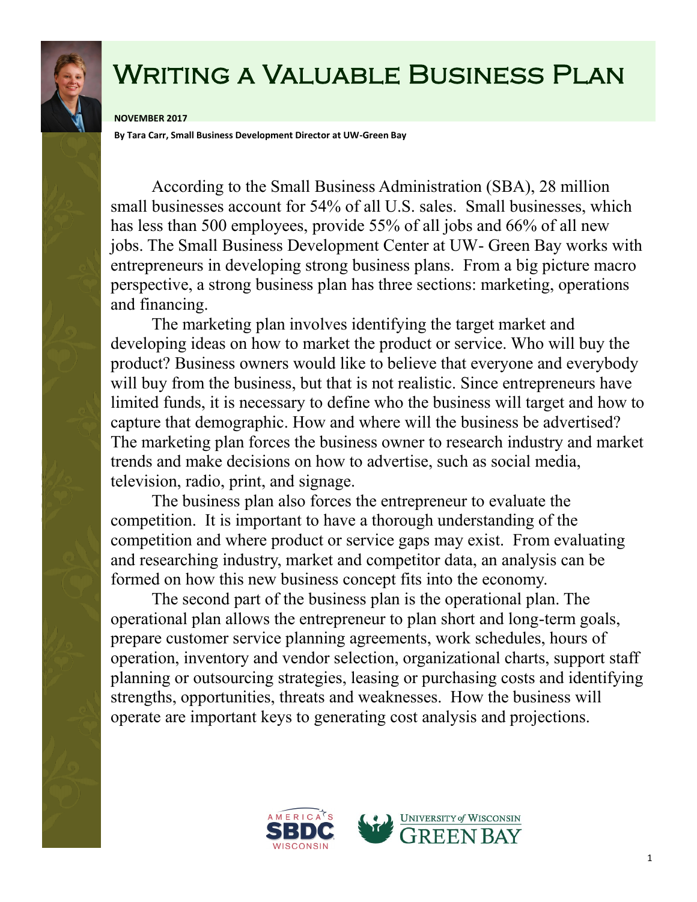# Writing a Valuable Business Plan

**NOVEMBER 2017**

**By Tara Carr, Small Business Development Director at UW-Green Bay**

According to the Small Business Administration (SBA), 28 million small businesses account for 54% of all U.S. sales. Small businesses, which has less than 500 employees, provide 55% of all jobs and 66% of all new jobs. The Small Business Development Center at UW- Green Bay works with entrepreneurs in developing strong business plans. From a big picture macro perspective, a strong business plan has three sections: marketing, operations and financing.

The marketing plan involves identifying the target market and developing ideas on how to market the product or service. Who will buy the product? Business owners would like to believe that everyone and everybody will buy from the business, but that is not realistic. Since entrepreneurs have limited funds, it is necessary to define who the business will target and how to capture that demographic. How and where will the business be advertised? The marketing plan forces the business owner to research industry and market trends and make decisions on how to advertise, such as social media, television, radio, print, and signage.

The business plan also forces the entrepreneur to evaluate the competition. It is important to have a thorough understanding of the competition and where product or service gaps may exist. From evaluating and researching industry, market and competitor data, an analysis can be formed on how this new business concept fits into the economy.

The second part of the business plan is the operational plan. The operational plan allows the entrepreneur to plan short and long-term goals, prepare customer service planning agreements, work schedules, hours of operation, inventory and vendor selection, organizational charts, support staff planning or outsourcing strategies, leasing or purchasing costs and identifying strengths, opportunities, threats and weaknesses. How the business will operate are important keys to generating cost analysis and projections.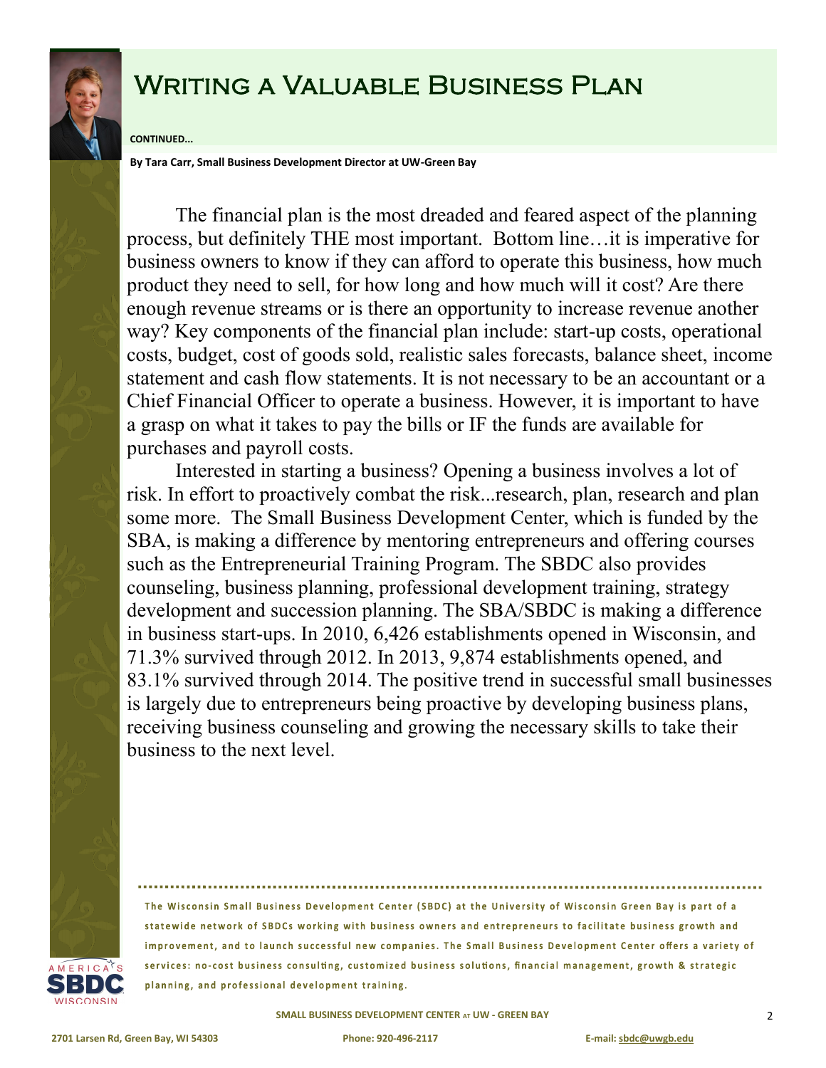# Writing a Valuable Business Plan

**CONTINUED…**

**By Tara Carr, Small Business Development Director at UW-Green Bay**

The financial plan is the most dreaded and feared aspect of the planning process, but definitely THE most important. Bottom line…it is imperative for business owners to know if they can afford to operate this business, how much product they need to sell, for how long and how much will it cost? Are there enough revenue streams or is there an opportunity to increase revenue another way? Key components of the financial plan include: start-up costs, operational costs, budget, cost of goods sold, realistic sales forecasts, balance sheet, income statement and cash flow statements. It is not necessary to be an accountant or a Chief Financial Officer to operate a business. However, it is important to have a grasp on what it takes to pay the bills or IF the funds are available for purchases and payroll costs.

Interested in starting a business? Opening a business involves a lot of risk. In effort to proactively combat the risk...research, plan, research and plan some more. The Small Business Development Center, which is funded by the SBA, is making a difference by mentoring entrepreneurs and offering courses such as the Entrepreneurial Training Program. The SBDC also provides counseling, business planning, professional development training, strategy development and succession planning. The SBA/SBDC is making a difference in business start-ups. In 2010, 6,426 establishments opened in Wisconsin, and 71.3% survived through 2012. In 2013, 9,874 establishments opened, and 83.1% survived through 2014. The positive trend in successful small businesses is largely due to entrepreneurs being proactive by developing business plans, receiving business counseling and growing the necessary skills to take their business to the next level.

---

The Wisconsin Small Business Development Center (SBDC) at the University of Wisconsin Green Bay is part of a statewide network of SBDCs working with business owners and entrepreneurs to facilitate business growth and improvement, and to launch successful new companies. The Small Business Development Center offers a variety of services: no-cost business consulting, customized business solutions, financial management, growth & strategic planning, and professional development training.